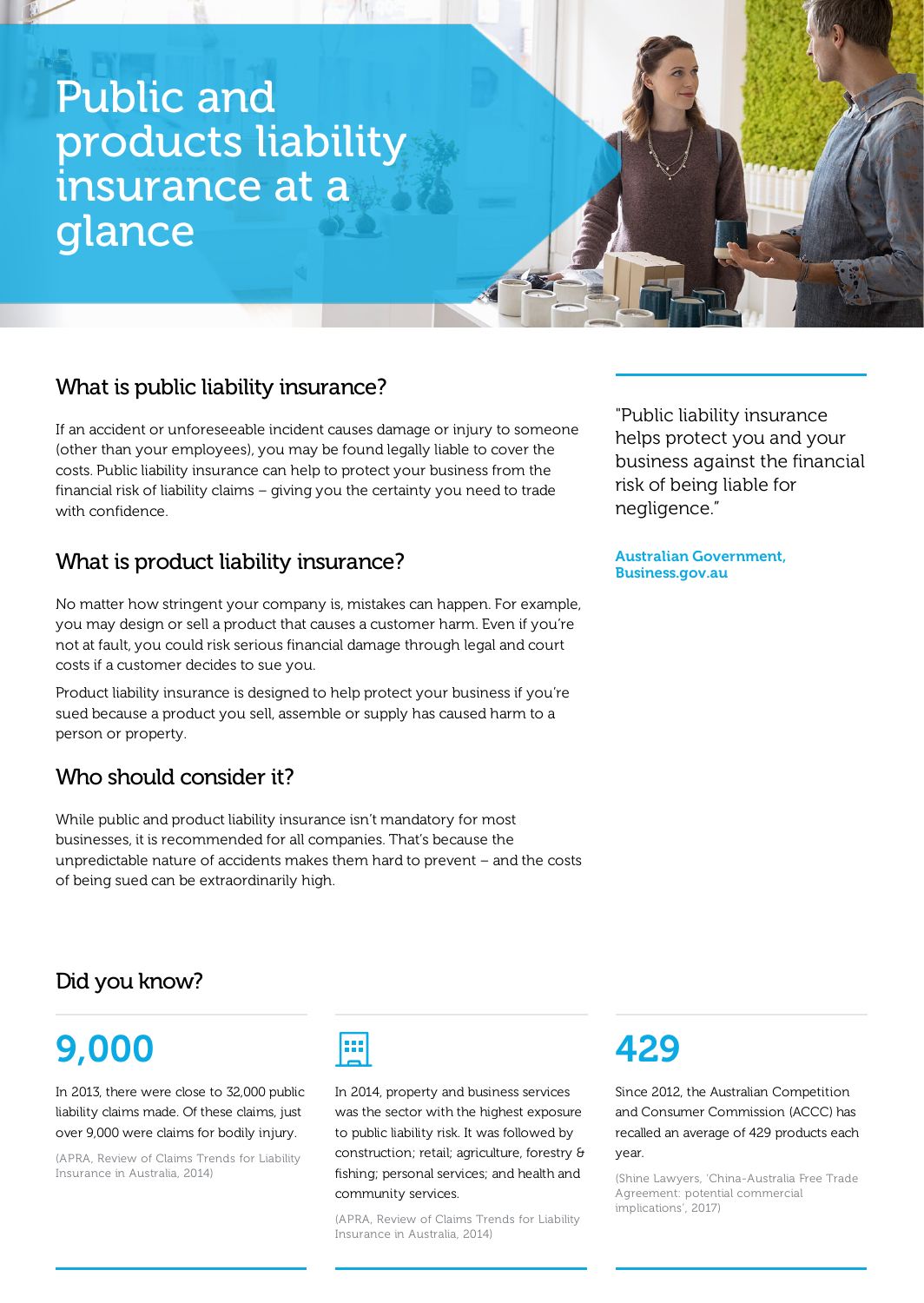# Public and products liability insurance at a glance

## What is public liability insurance?

If an accident or unforeseeable incident causes damage or injury to someone (other than your employees), you may be found legally liable to cover the costs. Public liability insurance can help to protect your business from the financial risk of liability claims – giving you the certainty you need to trade with confidence.

> "Public liability insurance helps protect you and your business against the financial risk of being liable for negligence."
>
> **Australian Government, Business.gov.au**

## What is product liability insurance?

No matter how stringent your company is, mistakes can happen. For example, you may design or sell a product that causes a customer harm. Even if you're not at fault, you could risk serious financial damage through legal and court costs if a customer decides to sue you.

Product liability insurance is designed to help protect your business if you're sued because a product you sell, assemble or supply has caused harm to a person or property.

## Who should consider it?

While public and product liability insurance isn't mandatory for most businesses, it is recommended for all companies. That's because the unpredictable nature of accidents makes them hard to prevent – and the costs of being sued can be extraordinarily high.

## Did you know?

### 9,000

In 2013, there were close to 32,000 public liability claims made. Of these claims, just over 9,000 were claims for bodily injury.

(APRA, Review of Claims Trends for Liability Insurance in Australia, 2014)

In 2014, property and business services was the sector with the highest exposure to public liability risk. It was followed by construction; retail; agriculture, forestry & fishing; personal services; and health and community services.

(APRA, Review of Claims Trends for Liability Insurance in Australia, 2014)

### 429

Since 2012, the Australian Competition and Consumer Commission (ACCC) has recalled an average of 429 products each year.

(Shine Lawyers, 'China-Australia Free Trade Agreement: potential commercial implications', 2017)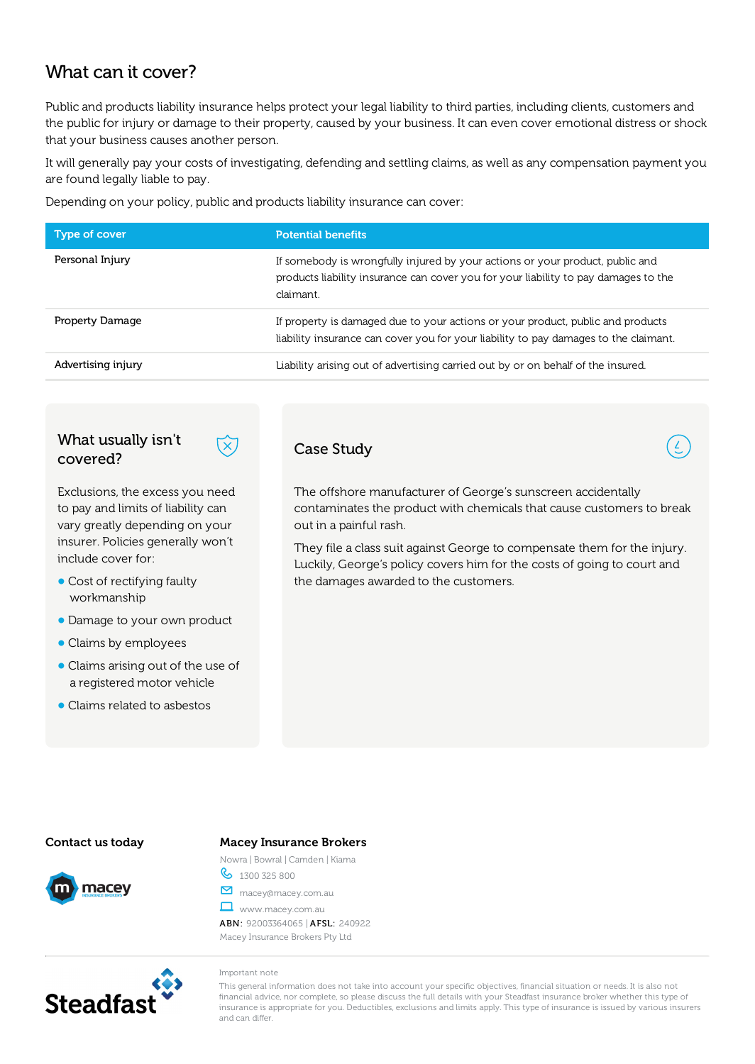## What can it cover?

Public and products liability insurance helps protect your legal liability to third parties, including clients, customers and the public for injury or damage to their property, caused by your business. It can even cover emotional distress or shock that your business causes another person.

It will generally pay your costs of investigating, defending and settling claims, as well as any compensation payment you are found legally liable to pay.

Depending on your policy, public and products liability insurance can cover:

| Type of cover | Potential benefits |
|---|---|
| Personal Injury | If somebody is wrongfully injured by your actions or your product, public and products liability insurance can cover you for your liability to pay damages to the claimant. |
| Property Damage | If property is damaged due to your actions or your product, public and products liability insurance can cover you for your liability to pay damages to the claimant. |
| Advertising injury | Liability arising out of advertising carried out by or on behalf of the insured. |

### What usually isn't covered?

Exclusions, the excess you need to pay and limits of liability can vary greatly depending on your insurer. Policies generally won't include cover for:

- Cost of rectifying faulty workmanship
- Damage to your own product
- Claims by employees
- Claims arising out of the use of a registered motor vehicle
- Claims related to asbestos

### Case Study

The offshore manufacturer of George's sunscreen accidentally contaminates the product with chemicals that cause customers to break out in a painful rash.

They file a class suit against George to compensate them for the injury. Luckily, George's policy covers him for the costs of going to court and the damages awarded to the customers.

**Contact us today**

macey

**Macey Insurance Brokers**

Nowra | Bowral | Camden | Kiama

1300 325 800

macey@macey.com.au

www.macey.com.au

**ABN:** 92003364065 | **AFSL:** 240922

Macey Insurance Brokers Pty Ltd

Steadfast

Important note

This general information does not take into account your specific objectives, financial situation or needs. It is also not financial advice, nor complete, so please discuss the full details with your Steadfast insurance broker whether this type of insurance is appropriate for you. Deductibles, exclusions and limits apply. This type of insurance is issued by various insurers and can differ.